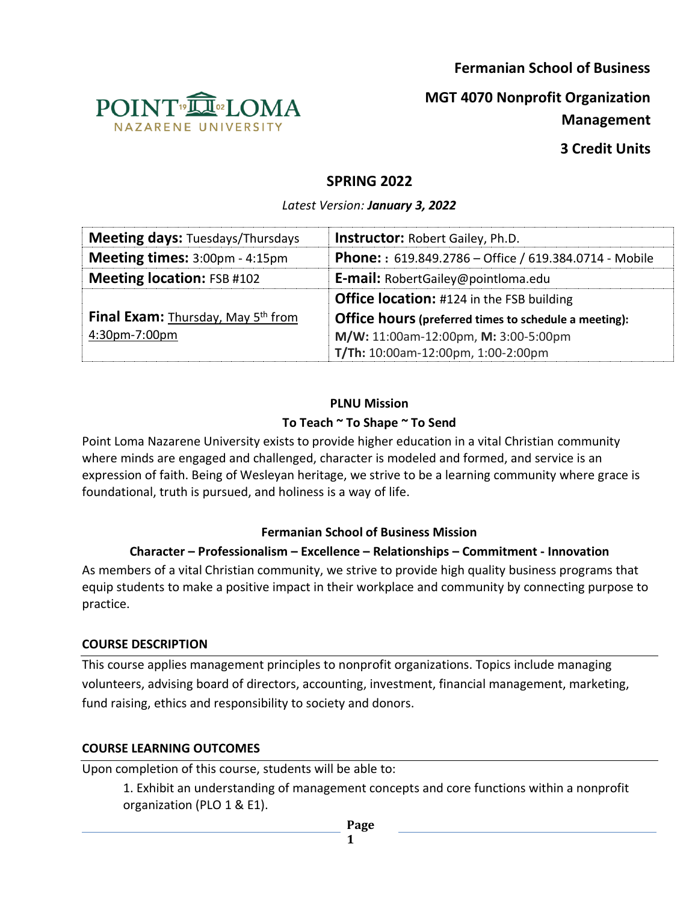**Fermanian School of Business**

**MGT 4070 Nonprofit Organization Management**

**3 Credit Units**

## SPRING 2022

*Latest Version: **January 3, 2022***

| | |
|---|---|
| **Meeting days:** Tuesdays/Thursdays | **Instructor:** Robert Gailey, Ph.D. |
| **Meeting times:** 3:00pm - 4:15pm | **Phone:** : 619.849.2786 – Office / 619.384.0714 - Mobile |
| **Meeting location:** FSB #102 | **E-mail:** RobertGailey@pointloma.edu |
| **Final Exam:** Thursday, May 5th from 4:30pm-7:00pm | **Office location:** #124 in the FSB building<br>**Office hours (preferred times to schedule a meeting):**<br>**M/W:** 11:00am-12:00pm, **M:** 3:00-5:00pm<br>**T/Th:** 10:00am-12:00pm, 1:00-2:00pm |

**PLNU Mission**

**To Teach ~ To Shape ~ To Send**

Point Loma Nazarene University exists to provide higher education in a vital Christian community where minds are engaged and challenged, character is modeled and formed, and service is an expression of faith. Being of Wesleyan heritage, we strive to be a learning community where grace is foundational, truth is pursued, and holiness is a way of life.

**Fermanian School of Business Mission**

**Character – Professionalism – Excellence – Relationships – Commitment - Innovation**

As members of a vital Christian community, we strive to provide high quality business programs that equip students to make a positive impact in their workplace and community by connecting purpose to practice.

### COURSE DESCRIPTION

This course applies management principles to nonprofit organizations. Topics include managing volunteers, advising board of directors, accounting, investment, financial management, marketing, fund raising, ethics and responsibility to society and donors.

### COURSE LEARNING OUTCOMES

Upon completion of this course, students will be able to:

1. Exhibit an understanding of management concepts and core functions within a nonprofit organization (PLO 1 & E1).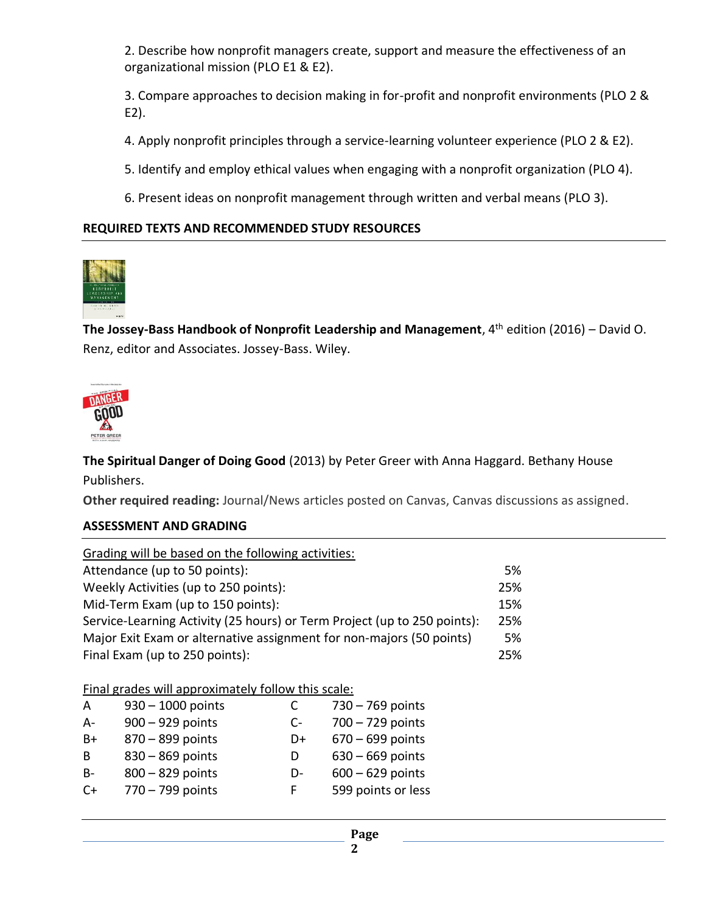2. Describe how nonprofit managers create, support and measure the effectiveness of an organizational mission (PLO E1 & E2).

3. Compare approaches to decision making in for-profit and nonprofit environments (PLO 2 & E2).

4. Apply nonprofit principles through a service-learning volunteer experience (PLO 2 & E2).

5. Identify and employ ethical values when engaging with a nonprofit organization (PLO 4).

6. Present ideas on nonprofit management through written and verbal means (PLO 3).

## REQUIRED TEXTS AND RECOMMENDED STUDY RESOURCES

**The Jossey-Bass Handbook of Nonprofit Leadership and Management**, 4th edition (2016) – David O. Renz, editor and Associates. Jossey-Bass. Wiley.

**The Spiritual Danger of Doing Good** (2013) by Peter Greer with Anna Haggard. Bethany House Publishers.

**Other required reading:** Journal/News articles posted on Canvas, Canvas discussions as assigned.

## ASSESSMENT AND GRADING

Grading will be based on the following activities:

| Activity | Weight |
|---|---|
| Attendance (up to 50 points): | 5% |
| Weekly Activities (up to 250 points): | 25% |
| Mid-Term Exam (up to 150 points): | 15% |
| Service-Learning Activity (25 hours) or Term Project (up to 250 points): | 25% |
| Major Exit Exam or alternative assignment for non-majors (50 points) | 5% |
| Final Exam (up to 250 points): | 25% |

Final grades will approximately follow this scale:

| Grade | Points | Grade | Points |
|---|---|---|---|
| A | 930 – 1000 points | C | 730 – 769 points |
| A- | 900 – 929 points | C- | 700 – 729 points |
| B+ | 870 – 899 points | D+ | 670 – 699 points |
| B | 830 – 869 points | D | 630 – 669 points |
| B- | 800 – 829 points | D- | 600 – 629 points |
| C+ | 770 – 799 points | F | 599 points or less |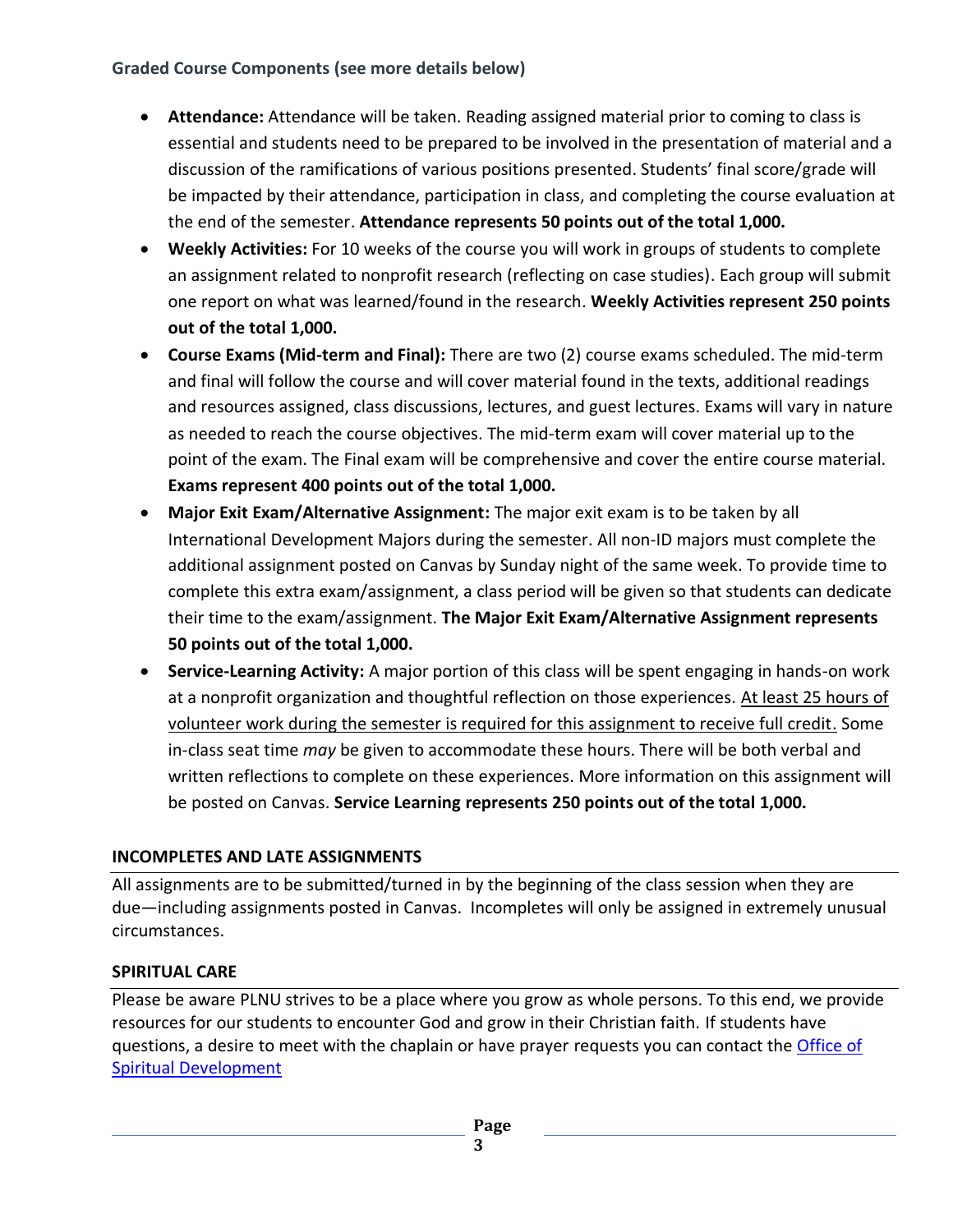### Graded Course Components (see more details below)

- **Attendance:** Attendance will be taken. Reading assigned material prior to coming to class is essential and students need to be prepared to be involved in the presentation of material and a discussion of the ramifications of various positions presented. Students' final score/grade will be impacted by their attendance, participation in class, and completing the course evaluation at the end of the semester. **Attendance represents 50 points out of the total 1,000.**
- **Weekly Activities:** For 10 weeks of the course you will work in groups of students to complete an assignment related to nonprofit research (reflecting on case studies). Each group will submit one report on what was learned/found in the research. **Weekly Activities represent 250 points out of the total 1,000.**
- **Course Exams (Mid-term and Final):** There are two (2) course exams scheduled. The mid-term and final will follow the course and will cover material found in the texts, additional readings and resources assigned, class discussions, lectures, and guest lectures. Exams will vary in nature as needed to reach the course objectives. The mid-term exam will cover material up to the point of the exam. The Final exam will be comprehensive and cover the entire course material. **Exams represent 400 points out of the total 1,000.**
- **Major Exit Exam/Alternative Assignment:** The major exit exam is to be taken by all International Development Majors during the semester. All non-ID majors must complete the additional assignment posted on Canvas by Sunday night of the same week. To provide time to complete this extra exam/assignment, a class period will be given so that students can dedicate their time to the exam/assignment. **The Major Exit Exam/Alternative Assignment represents 50 points out of the total 1,000.**
- **Service-Learning Activity:** A major portion of this class will be spent engaging in hands-on work at a nonprofit organization and thoughtful reflection on those experiences. At least 25 hours of volunteer work during the semester is required for this assignment to receive full credit. Some in-class seat time *may* be given to accommodate these hours. There will be both verbal and written reflections to complete on these experiences. More information on this assignment will be posted on Canvas. **Service Learning represents 250 points out of the total 1,000.**

### INCOMPLETES AND LATE ASSIGNMENTS

All assignments are to be submitted/turned in by the beginning of the class session when they are due—including assignments posted in Canvas. Incompletes will only be assigned in extremely unusual circumstances.

### SPIRITUAL CARE

Please be aware PLNU strives to be a place where you grow as whole persons. To this end, we provide resources for our students to encounter God and grow in their Christian faith. If students have questions, a desire to meet with the chaplain or have prayer requests you can contact the Office of Spiritual Development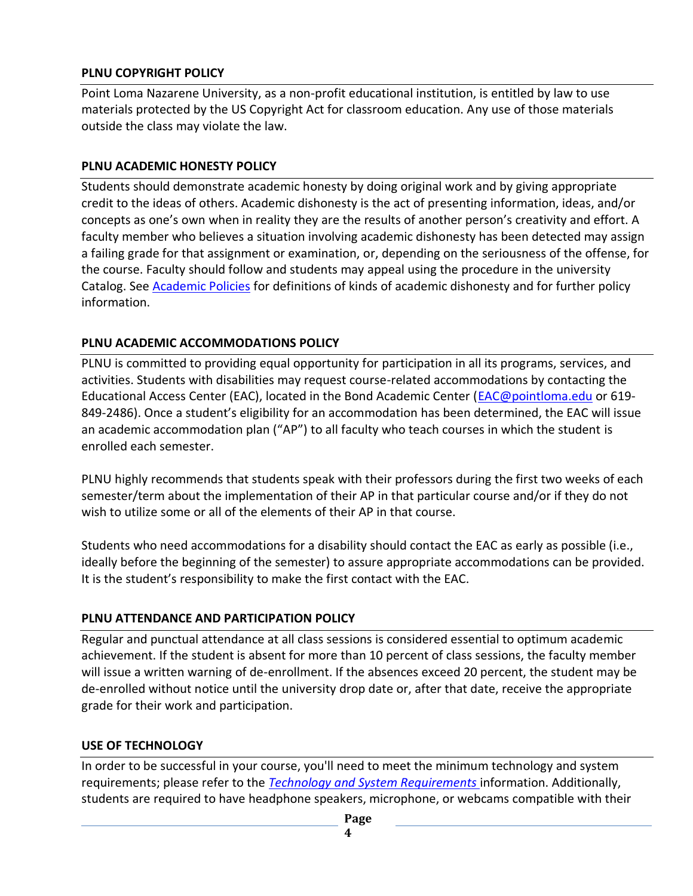### PLNU COPYRIGHT POLICY

Point Loma Nazarene University, as a non-profit educational institution, is entitled by law to use materials protected by the US Copyright Act for classroom education. Any use of those materials outside the class may violate the law.

### PLNU ACADEMIC HONESTY POLICY

Students should demonstrate academic honesty by doing original work and by giving appropriate credit to the ideas of others. Academic dishonesty is the act of presenting information, ideas, and/or concepts as one's own when in reality they are the results of another person's creativity and effort. A faculty member who believes a situation involving academic dishonesty has been detected may assign a failing grade for that assignment or examination, or, depending on the seriousness of the offense, for the course. Faculty should follow and students may appeal using the procedure in the university Catalog. See [Academic Policies] for definitions of kinds of academic dishonesty and for further policy information.

### PLNU ACADEMIC ACCOMMODATIONS POLICY

PLNU is committed to providing equal opportunity for participation in all its programs, services, and activities. Students with disabilities may request course-related accommodations by contacting the Educational Access Center (EAC), located in the Bond Academic Center (EAC@pointloma.edu or 619-849-2486). Once a student's eligibility for an accommodation has been determined, the EAC will issue an academic accommodation plan ("AP") to all faculty who teach courses in which the student is enrolled each semester.

PLNU highly recommends that students speak with their professors during the first two weeks of each semester/term about the implementation of their AP in that particular course and/or if they do not wish to utilize some or all of the elements of their AP in that course.

Students who need accommodations for a disability should contact the EAC as early as possible (i.e., ideally before the beginning of the semester) to assure appropriate accommodations can be provided. It is the student's responsibility to make the first contact with the EAC.

### PLNU ATTENDANCE AND PARTICIPATION POLICY

Regular and punctual attendance at all class sessions is considered essential to optimum academic achievement. If the student is absent for more than 10 percent of class sessions, the faculty member will issue a written warning of de-enrollment. If the absences exceed 20 percent, the student may be de-enrolled without notice until the university drop date or, after that date, receive the appropriate grade for their work and participation.

### USE OF TECHNOLOGY

In order to be successful in your course, you'll need to meet the minimum technology and system requirements; please refer to the *Technology and System Requirements* information. Additionally, students are required to have headphone speakers, microphone, or webcams compatible with their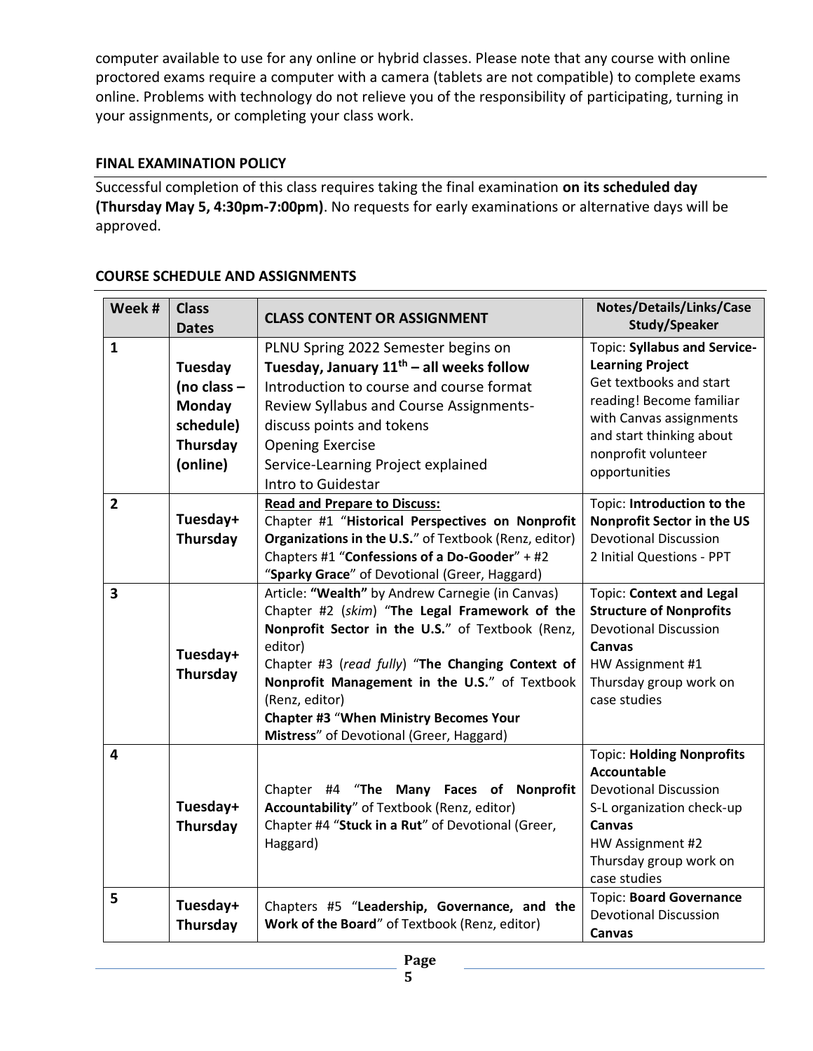computer available to use for any online or hybrid classes. Please note that any course with online proctored exams require a computer with a camera (tablets are not compatible) to complete exams online. Problems with technology do not relieve you of the responsibility of participating, turning in your assignments, or completing your class work.

### FINAL EXAMINATION POLICY

Successful completion of this class requires taking the final examination **on its scheduled day (Thursday May 5, 4:30pm-7:00pm)**. No requests for early examinations or alternative days will be approved.

### COURSE SCHEDULE AND ASSIGNMENTS

| Week # | Class Dates | CLASS CONTENT OR ASSIGNMENT | Notes/Details/Links/Case Study/Speaker |
|---|---|---|---|
| 1 | **Tuesday (no class – Monday schedule) Thursday (online)** | PLNU Spring 2022 Semester begins on **Tuesday, January 11th – all weeks follow** Introduction to course and course format Review Syllabus and Course Assignments- discuss points and tokens Opening Exercise Service-Learning Project explained Intro to Guidestar | Topic: **Syllabus and Service-Learning Project** Get textbooks and start reading! Become familiar with Canvas assignments and start thinking about nonprofit volunteer opportunities |
| 2 | **Tuesday+ Thursday** | **Read and Prepare to Discuss:** Chapter #1 "**Historical Perspectives on Nonprofit Organizations in the U.S.**" of Textbook (Renz, editor) Chapters #1 "**Confessions of a Do-Gooder**" + #2 "**Sparky Grace**" of Devotional (Greer, Haggard) | Topic: **Introduction to the Nonprofit Sector in the US** Devotional Discussion 2 Initial Questions - PPT |
| 3 | **Tuesday+ Thursday** | Article: **"Wealth"** by Andrew Carnegie (in Canvas) Chapter #2 (*skim*) "**The Legal Framework of the Nonprofit Sector in the U.S.**" of Textbook (Renz, editor) Chapter #3 (*read fully*) "**The Changing Context of Nonprofit Management in the U.S.**" of Textbook (Renz, editor) **Chapter #3 "When Ministry Becomes Your Mistress"** of Devotional (Greer, Haggard) | Topic: **Context and Legal Structure of Nonprofits** Devotional Discussion **Canvas** HW Assignment #1 Thursday group work on case studies |
| 4 | **Tuesday+ Thursday** | Chapter #4 "**The Many Faces of Nonprofit Accountability**" of Textbook (Renz, editor) Chapter #4 "**Stuck in a Rut**" of Devotional (Greer, Haggard) | Topic: **Holding Nonprofits Accountable** Devotional Discussion S-L organization check-up **Canvas** HW Assignment #2 Thursday group work on case studies |
| 5 | **Tuesday+ Thursday** | Chapters #5 "**Leadership, Governance, and the Work of the Board**" of Textbook (Renz, editor) | Topic: **Board Governance** Devotional Discussion **Canvas** |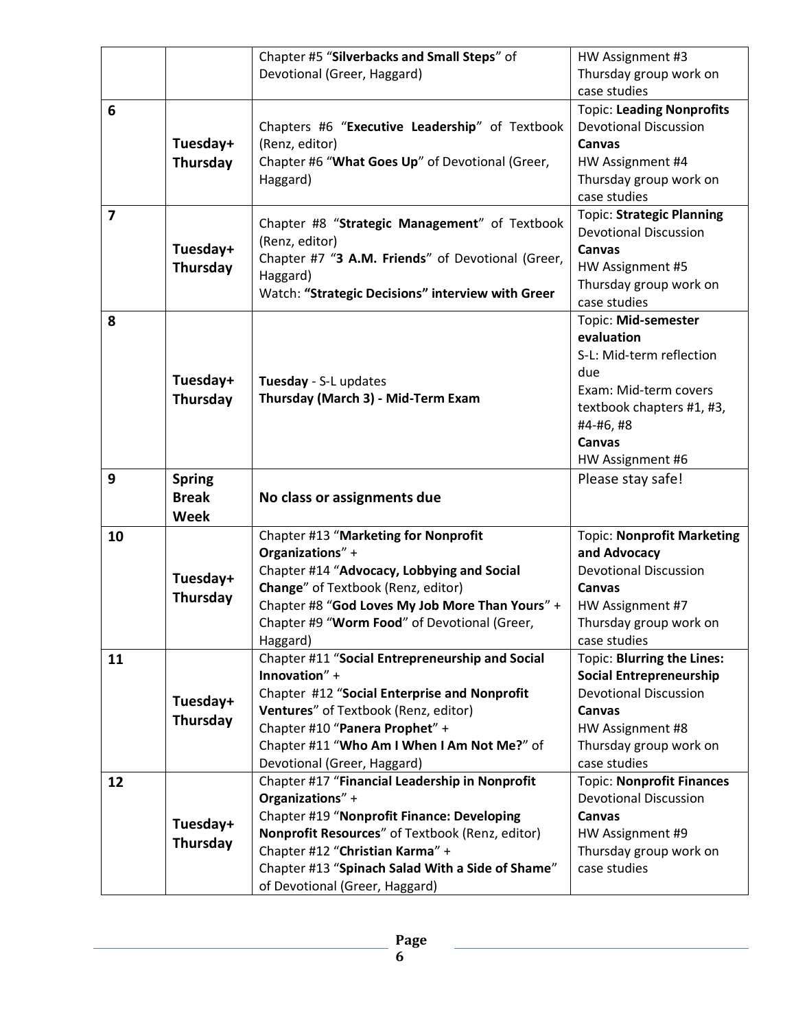| | | | |
|---|---|---|---|
| | | Chapter #5 "**Silverbacks and Small Steps**" of Devotional (Greer, Haggard) | HW Assignment #3<br>Thursday group work on case studies |
| **6** | **Tuesday+ Thursday** | Chapters #6 "**Executive Leadership**" of Textbook (Renz, editor)<br>Chapter #6 "**What Goes Up**" of Devotional (Greer, Haggard) | Topic: **Leading Nonprofits**<br>Devotional Discussion<br>**Canvas**<br>HW Assignment #4<br>Thursday group work on case studies |
| **7** | **Tuesday+ Thursday** | Chapter #8 "**Strategic Management**" of Textbook (Renz, editor)<br>Chapter #7 "**3 A.M. Friends**" of Devotional (Greer, Haggard)<br>Watch: **"Strategic Decisions" interview with Greer** | Topic: **Strategic Planning**<br>Devotional Discussion<br>**Canvas**<br>HW Assignment #5<br>Thursday group work on case studies |
| **8** | **Tuesday+ Thursday** | **Tuesday** - S-L updates<br>**Thursday (March 3) - Mid-Term Exam** | Topic: **Mid-semester evaluation**<br>S-L: Mid-term reflection due<br>Exam: Mid-term covers textbook chapters #1, #3, #4-#6, #8<br>**Canvas**<br>HW Assignment #6 |
| **9** | **Spring Break Week** | **No class or assignments due** | Please stay safe! |
| **10** | **Tuesday+ Thursday** | Chapter #13 "**Marketing for Nonprofit Organizations**" +<br>Chapter #14 "**Advocacy, Lobbying and Social Change**" of Textbook (Renz, editor)<br>Chapter #8 "**God Loves My Job More Than Yours**" +<br>Chapter #9 "**Worm Food**" of Devotional (Greer, Haggard) | Topic: **Nonprofit Marketing and Advocacy**<br>Devotional Discussion<br>**Canvas**<br>HW Assignment #7<br>Thursday group work on case studies |
| **11** | **Tuesday+ Thursday** | Chapter #11 "**Social Entrepreneurship and Social Innovation**" +<br>Chapter #12 "**Social Enterprise and Nonprofit Ventures**" of Textbook (Renz, editor)<br>Chapter #10 "**Panera Prophet**" +<br>Chapter #11 "**Who Am I When I Am Not Me?**" of Devotional (Greer, Haggard) | Topic: **Blurring the Lines: Social Entrepreneurship**<br>Devotional Discussion<br>**Canvas**<br>HW Assignment #8<br>Thursday group work on case studies |
| **12** | **Tuesday+ Thursday** | Chapter #17 "**Financial Leadership in Nonprofit Organizations**" +<br>Chapter #19 "**Nonprofit Finance: Developing Nonprofit Resources**" of Textbook (Renz, editor)<br>Chapter #12 "**Christian Karma**" +<br>Chapter #13 "**Spinach Salad With a Side of Shame**" of Devotional (Greer, Haggard) | Topic: **Nonprofit Finances**<br>Devotional Discussion<br>**Canvas**<br>HW Assignment #9<br>Thursday group work on case studies |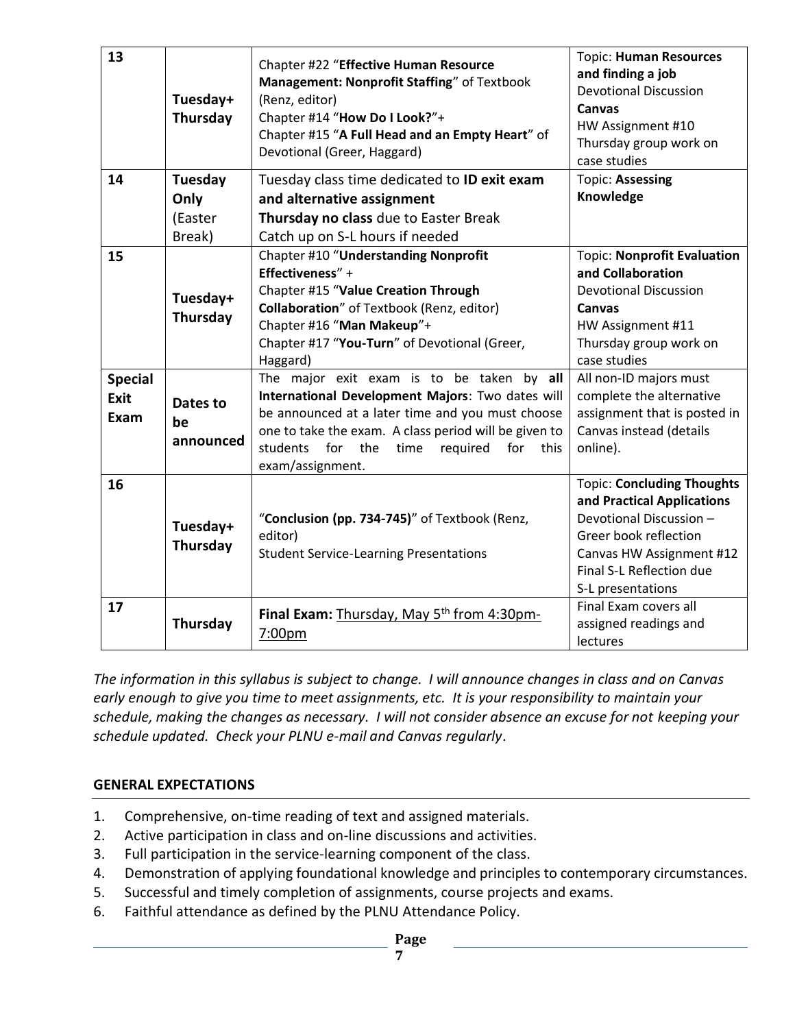| 13 | **Tuesday+ Thursday** | Chapter #22 "**Effective Human Resource Management: Nonprofit Staffing**" of Textbook (Renz, editor)<br>Chapter #14 "**How Do I Look?**"+<br>Chapter #15 "**A Full Head and an Empty Heart**" of Devotional (Greer, Haggard) | Topic: **Human Resources and finding a job**<br>Devotional Discussion<br>**Canvas**<br>HW Assignment #10<br>Thursday group work on case studies |
|---|---|---|---|
| 14 | **Tuesday Only** (Easter Break) | Tuesday class time dedicated to **ID exit exam and alternative assignment**<br>**Thursday no class** due to Easter Break<br>Catch up on S-L hours if needed | Topic: **Assessing Knowledge** |
| 15 | **Tuesday+ Thursday** | Chapter #10 "**Understanding Nonprofit Effectiveness**" +<br>Chapter #15 "**Value Creation Through Collaboration**" of Textbook (Renz, editor)<br>Chapter #16 "**Man Makeup**"+<br>Chapter #17 "**You-Turn**" of Devotional (Greer, Haggard) | Topic: **Nonprofit Evaluation and Collaboration**<br>Devotional Discussion<br>**Canvas**<br>HW Assignment #11<br>Thursday group work on case studies |
| **Special Exit Exam** | **Dates to be announced** | The major exit exam is to be taken by **all International Development Majors**: Two dates will be announced at a later time and you must choose one to take the exam. A class period will be given to students for the time required for this exam/assignment. | All non-ID majors must complete the alternative assignment that is posted in Canvas instead (details online). |
| 16 | **Tuesday+ Thursday** | "**Conclusion (pp. 734-745)**" of Textbook (Renz, editor)<br>Student Service-Learning Presentations | Topic: **Concluding Thoughts and Practical Applications**<br>Devotional Discussion – Greer book reflection<br>Canvas HW Assignment #12<br>Final S-L Reflection due<br>S-L presentations |
| 17 | **Thursday** | **Final Exam:** Thursday, May 5th from 4:30pm-7:00pm | Final Exam covers all assigned readings and lectures |

*The information in this syllabus is subject to change. I will announce changes in class and on Canvas early enough to give you time to meet assignments, etc. It is your responsibility to maintain your schedule, making the changes as necessary. I will not consider absence an excuse for not keeping your schedule updated. Check your PLNU e-mail and Canvas regularly*.

## GENERAL EXPECTATIONS

1. Comprehensive, on-time reading of text and assigned materials.
2. Active participation in class and on-line discussions and activities.
3. Full participation in the service-learning component of the class.
4. Demonstration of applying foundational knowledge and principles to contemporary circumstances.
5. Successful and timely completion of assignments, course projects and exams.
6. Faithful attendance as defined by the PLNU Attendance Policy.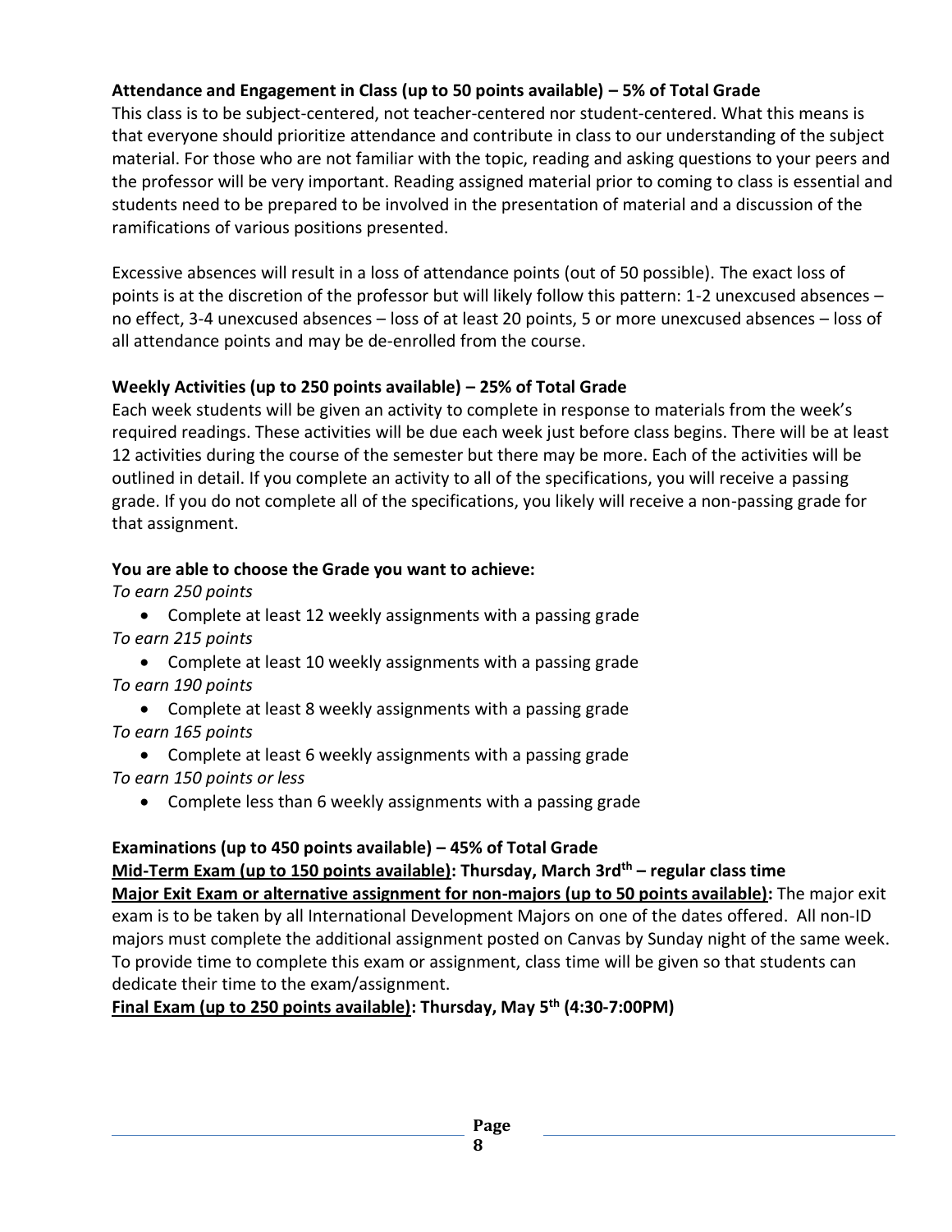**Attendance and Engagement in Class (up to 50 points available) – 5% of Total Grade**

This class is to be subject-centered, not teacher-centered nor student-centered. What this means is that everyone should prioritize attendance and contribute in class to our understanding of the subject material. For those who are not familiar with the topic, reading and asking questions to your peers and the professor will be very important. Reading assigned material prior to coming to class is essential and students need to be prepared to be involved in the presentation of material and a discussion of the ramifications of various positions presented.

Excessive absences will result in a loss of attendance points (out of 50 possible). The exact loss of points is at the discretion of the professor but will likely follow this pattern: 1-2 unexcused absences – no effect, 3-4 unexcused absences – loss of at least 20 points, 5 or more unexcused absences – loss of all attendance points and may be de-enrolled from the course.

**Weekly Activities (up to 250 points available) – 25% of Total Grade**

Each week students will be given an activity to complete in response to materials from the week's required readings. These activities will be due each week just before class begins. There will be at least 12 activities during the course of the semester but there may be more. Each of the activities will be outlined in detail. If you complete an activity to all of the specifications, you will receive a passing grade. If you do not complete all of the specifications, you likely will receive a non-passing grade for that assignment.

**You are able to choose the Grade you want to achieve:**

*To earn 250 points*

- Complete at least 12 weekly assignments with a passing grade

*To earn 215 points*

- Complete at least 10 weekly assignments with a passing grade

*To earn 190 points*

- Complete at least 8 weekly assignments with a passing grade

*To earn 165 points*

- Complete at least 6 weekly assignments with a passing grade

*To earn 150 points or less*

- Complete less than 6 weekly assignments with a passing grade

**Examinations (up to 450 points available) – 45% of Total Grade**

**Mid-Term Exam (up to 150 points available): Thursday, March 3rd – regular class time**

**Major Exit Exam or alternative assignment for non-majors (up to 50 points available):** The major exit exam is to be taken by all International Development Majors on one of the dates offered. All non-ID majors must complete the additional assignment posted on Canvas by Sunday night of the same week. To provide time to complete this exam or assignment, class time will be given so that students can dedicate their time to the exam/assignment.

**Final Exam (up to 250 points available): Thursday, May 5th (4:30-7:00PM)**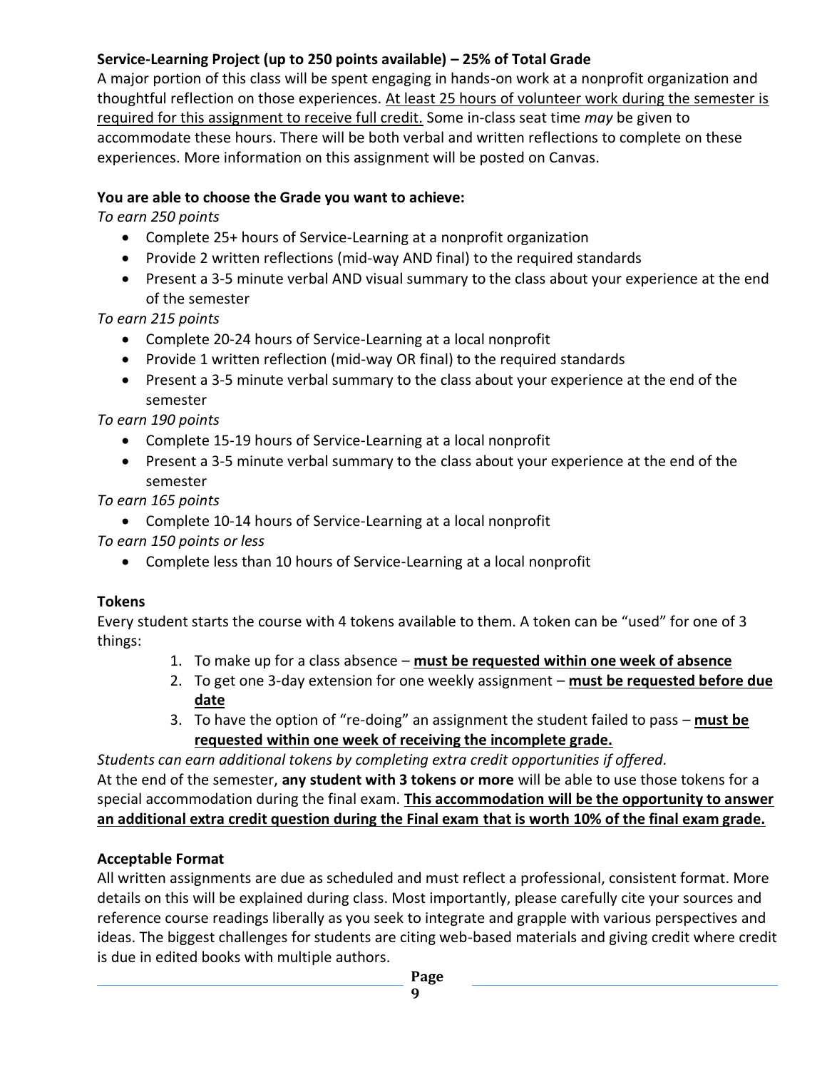**Service-Learning Project (up to 250 points available) – 25% of Total Grade**

A major portion of this class will be spent engaging in hands-on work at a nonprofit organization and thoughtful reflection on those experiences. At least 25 hours of volunteer work during the semester is required for this assignment to receive full credit. Some in-class seat time *may* be given to accommodate these hours. There will be both verbal and written reflections to complete on these experiences. More information on this assignment will be posted on Canvas.

**You are able to choose the Grade you want to achieve:**

*To earn 250 points*

- Complete 25+ hours of Service-Learning at a nonprofit organization
- Provide 2 written reflections (mid-way AND final) to the required standards
- Present a 3-5 minute verbal AND visual summary to the class about your experience at the end of the semester

*To earn 215 points*

- Complete 20-24 hours of Service-Learning at a local nonprofit
- Provide 1 written reflection (mid-way OR final) to the required standards
- Present a 3-5 minute verbal summary to the class about your experience at the end of the semester

*To earn 190 points*

- Complete 15-19 hours of Service-Learning at a local nonprofit
- Present a 3-5 minute verbal summary to the class about your experience at the end of the semester

*To earn 165 points*

- Complete 10-14 hours of Service-Learning at a local nonprofit

*To earn 150 points or less*

- Complete less than 10 hours of Service-Learning at a local nonprofit

**Tokens**

Every student starts the course with 4 tokens available to them. A token can be "used" for one of 3 things:

1. To make up for a class absence – **must be requested within one week of absence**
2. To get one 3-day extension for one weekly assignment – **must be requested before due date**
3. To have the option of "re-doing" an assignment the student failed to pass – **must be requested within one week of receiving the incomplete grade.**

*Students can earn additional tokens by completing extra credit opportunities if offered.*

At the end of the semester, **any student with 3 tokens or more** will be able to use those tokens for a special accommodation during the final exam. **This accommodation will be the opportunity to answer an additional extra credit question during the Final exam that is worth 10% of the final exam grade.**

**Acceptable Format**

All written assignments are due as scheduled and must reflect a professional, consistent format. More details on this will be explained during class. Most importantly, please carefully cite your sources and reference course readings liberally as you seek to integrate and grapple with various perspectives and ideas. The biggest challenges for students are citing web-based materials and giving credit where credit is due in edited books with multiple authors.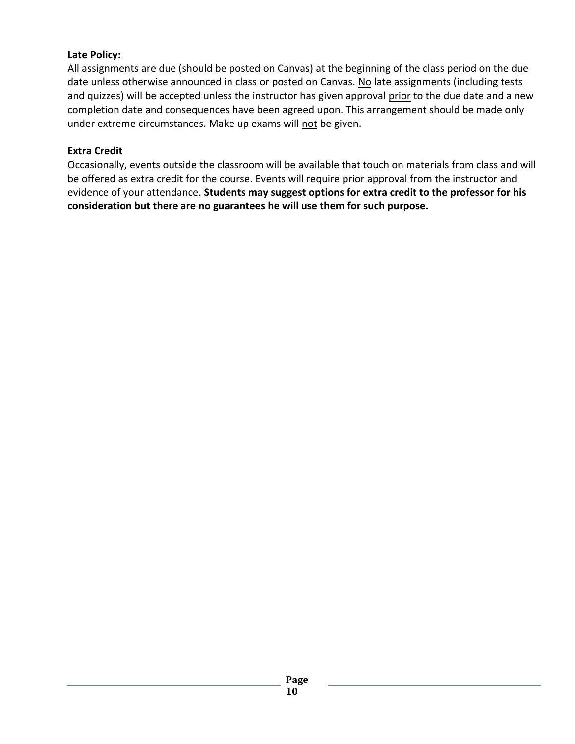**Late Policy:**

All assignments are due (should be posted on Canvas) at the beginning of the class period on the due date unless otherwise announced in class or posted on Canvas. <u>No</u> late assignments (including tests and quizzes) will be accepted unless the instructor has given approval <u>prior</u> to the due date and a new completion date and consequences have been agreed upon. This arrangement should be made only under extreme circumstances. Make up exams will <u>not</u> be given.

**Extra Credit**

Occasionally, events outside the classroom will be available that touch on materials from class and will be offered as extra credit for the course. Events will require prior approval from the instructor and evidence of your attendance. **Students may suggest options for extra credit to the professor for his consideration but there are no guarantees he will use them for such purpose.**